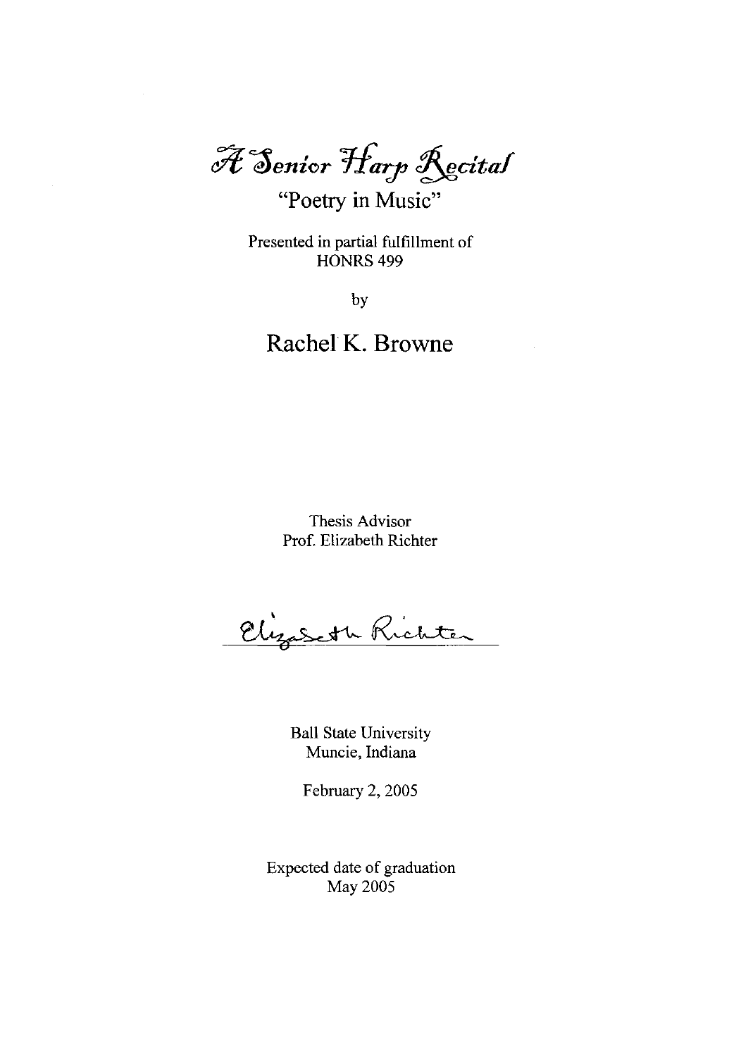# A Senior Harp Recital

## "Poetry in Music"

Presented in partial fulfillment of
HONRS 499

by

## Rachel K. Browne

Thesis Advisor
Prof. Elizabeth Richter

Elizabeth Richter

Ball State University
Muncie, Indiana

February 2, 2005

Expected date of graduation
May 2005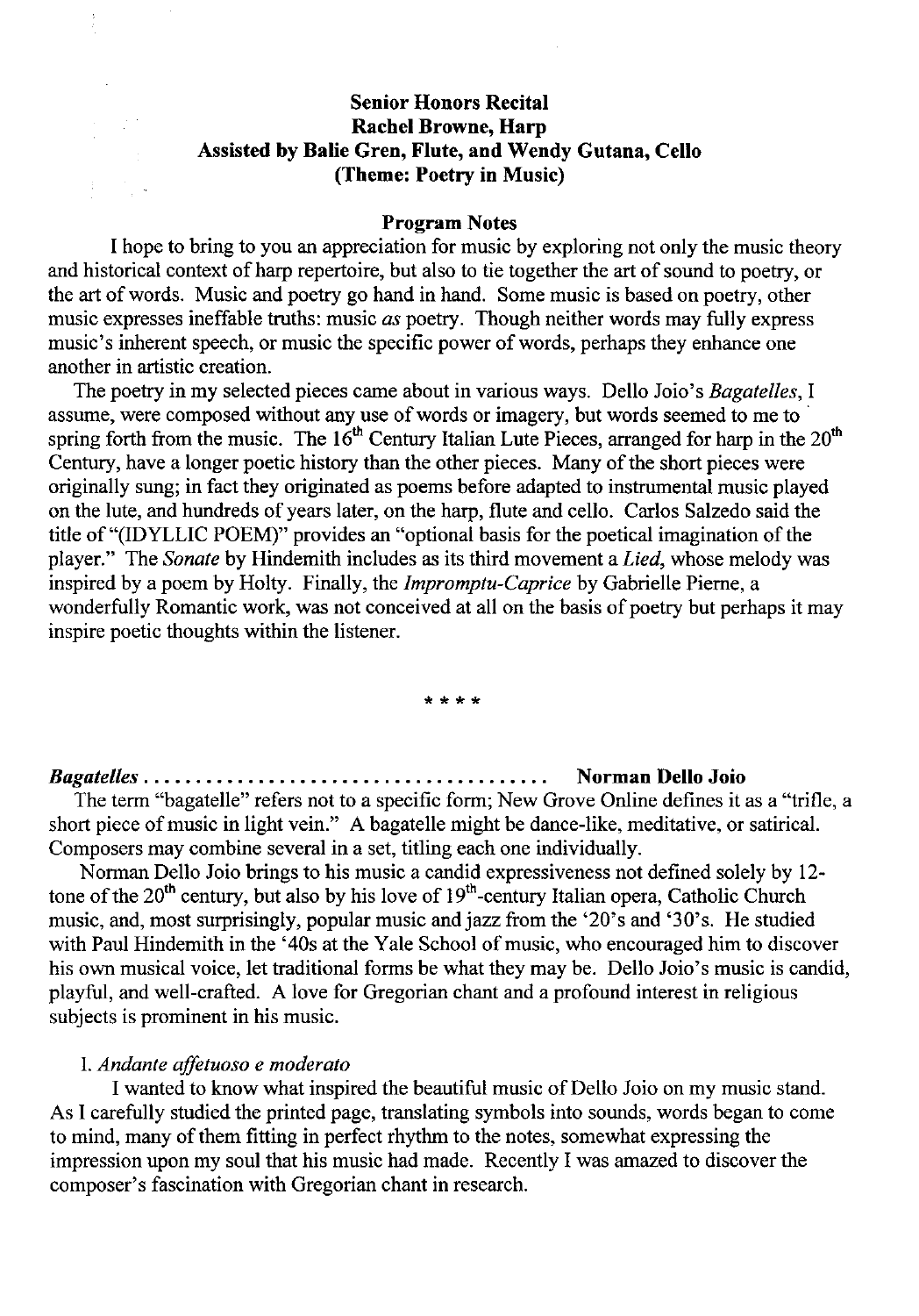**Senior Honors Recital**
**Rachel Browne, Harp**
**Assisted by Balie Gren, Flute, and Wendy Gutana, Cello**
**(Theme: Poetry in Music)**

**Program Notes**

I hope to bring to you an appreciation for music by exploring not only the music theory and historical context of harp repertoire, but also to tie together the art of sound to poetry, or the art of words. Music and poetry go hand in hand. Some music is based on poetry, other music expresses ineffable truths: music *as* poetry. Though neither words may fully express music's inherent speech, or music the specific power of words, perhaps they enhance one another in artistic creation.

The poetry in my selected pieces came about in various ways. Dello Joio's *Bagatelles*, I assume, were composed without any use of words or imagery, but words seemed to me to spring forth from the music. The 16th Century Italian Lute Pieces, arranged for harp in the 20th Century, have a longer poetic history than the other pieces. Many of the short pieces were originally sung; in fact they originated as poems before adapted to instrumental music played on the lute, and hundreds of years later, on the harp, flute and cello. Carlos Salzedo said the title of "(IDYLLIC POEM)" provides an "optional basis for the poetical imagination of the player." The *Sonate* by Hindemith includes as its third movement a *Lied*, whose melody was inspired by a poem by Holty. Finally, the *Impromptu-Caprice* by Gabrielle Pierne, a wonderfully Romantic work, was not conceived at all on the basis of poetry but perhaps it may inspire poetic thoughts within the listener.

\* \* \* \*

***Bagatelles*** ...................................... **Norman Dello Joio**

The term "bagatelle" refers not to a specific form; New Grove Online defines it as a "trifle, a short piece of music in light vein." A bagatelle might be dance-like, meditative, or satirical. Composers may combine several in a set, titling each one individually.

Norman Dello Joio brings to his music a candid expressiveness not defined solely by 12-tone of the 20th century, but also by his love of 19th-century Italian opera, Catholic Church music, and, most surprisingly, popular music and jazz from the '20's and '30's. He studied with Paul Hindemith in the '40s at the Yale School of music, who encouraged him to discover his own musical voice, let traditional forms be what they may be. Dello Joio's music is candid, playful, and well-crafted. A love for Gregorian chant and a profound interest in religious subjects is prominent in his music.

I. *Andante affetuoso e moderato*

I wanted to know what inspired the beautiful music of Dello Joio on my music stand. As I carefully studied the printed page, translating symbols into sounds, words began to come to mind, many of them fitting in perfect rhythm to the notes, somewhat expressing the impression upon my soul that his music had made. Recently I was amazed to discover the composer's fascination with Gregorian chant in research.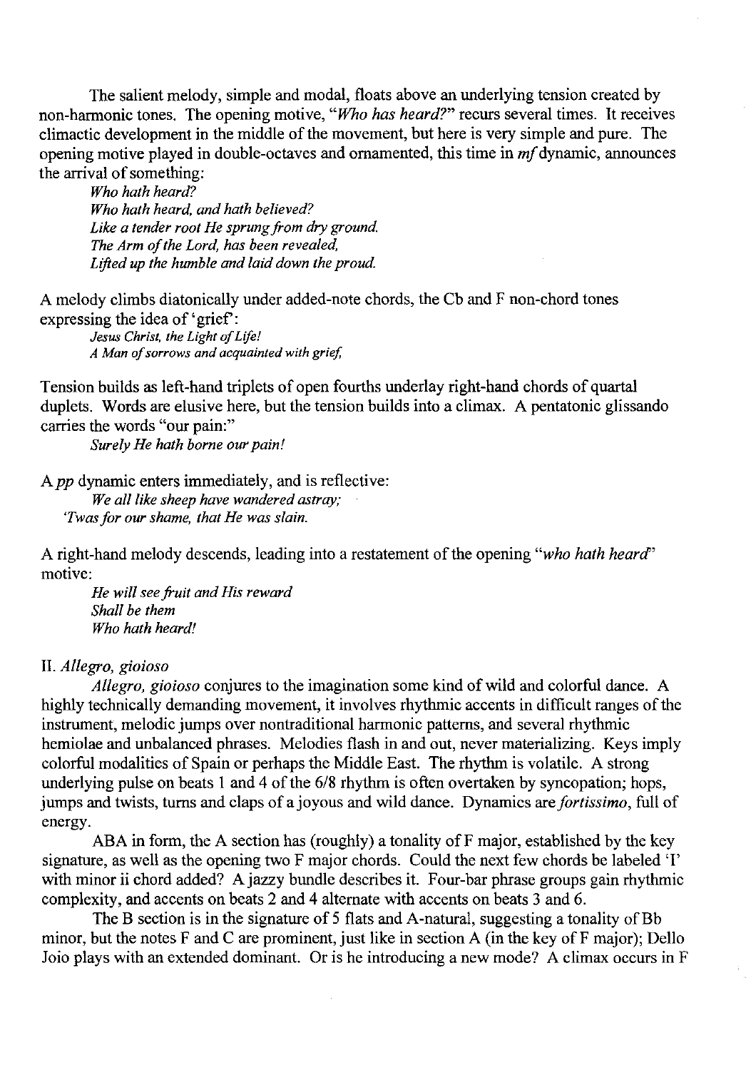The salient melody, simple and modal, floats above an underlying tension created by non-harmonic tones. The opening motive, "*Who has heard?*" recurs several times. It receives climactic development in the middle of the movement, but here is very simple and pure. The opening motive played in double-octaves and ornamented, this time in *mf* dynamic, announces the arrival of something:

> *Who hath heard?*
> *Who hath heard, and hath believed?*
> *Like a tender root He sprung from dry ground.*
> *The Arm of the Lord, has been revealed,*
> *Lifted up the humble and laid down the proud.*

A melody climbs diatonically under added-note chords, the Cb and F non-chord tones expressing the idea of 'grief':

> *Jesus Christ, the Light of Life!*
> *A Man of sorrows and acquainted with grief,*

Tension builds as left-hand triplets of open fourths underlay right-hand chords of quartal duplets. Words are elusive here, but the tension builds into a climax. A pentatonic glissando carries the words "our pain:"

> *Surely He hath borne our pain!*

A *pp* dynamic enters immediately, and is reflective:

> *We all like sheep have wandered astray;*
> *'Twas for our shame, that He was slain.*

A right-hand melody descends, leading into a restatement of the opening "*who hath heard*" motive:

> *He will see fruit and His reward*
> *Shall be them*
> *Who hath heard!*

II. *Allegro, gioioso*

*Allegro, gioioso* conjures to the imagination some kind of wild and colorful dance. A highly technically demanding movement, it involves rhythmic accents in difficult ranges of the instrument, melodic jumps over nontraditional harmonic patterns, and several rhythmic hemiolae and unbalanced phrases. Melodies flash in and out, never materializing. Keys imply colorful modalities of Spain or perhaps the Middle East. The rhythm is volatile. A strong underlying pulse on beats 1 and 4 of the 6/8 rhythm is often overtaken by syncopation; hops, jumps and twists, turns and claps of a joyous and wild dance. Dynamics are *fortissimo*, full of energy.

ABA in form, the A section has (roughly) a tonality of F major, established by the key signature, as well as the opening two F major chords. Could the next few chords be labeled 'I' with minor ii chord added? A jazzy bundle describes it. Four-bar phrase groups gain rhythmic complexity, and accents on beats 2 and 4 alternate with accents on beats 3 and 6.

The B section is in the signature of 5 flats and A-natural, suggesting a tonality of Bb minor, but the notes F and C are prominent, just like in section A (in the key of F major); Dello Joio plays with an extended dominant. Or is he introducing a new mode? A climax occurs in F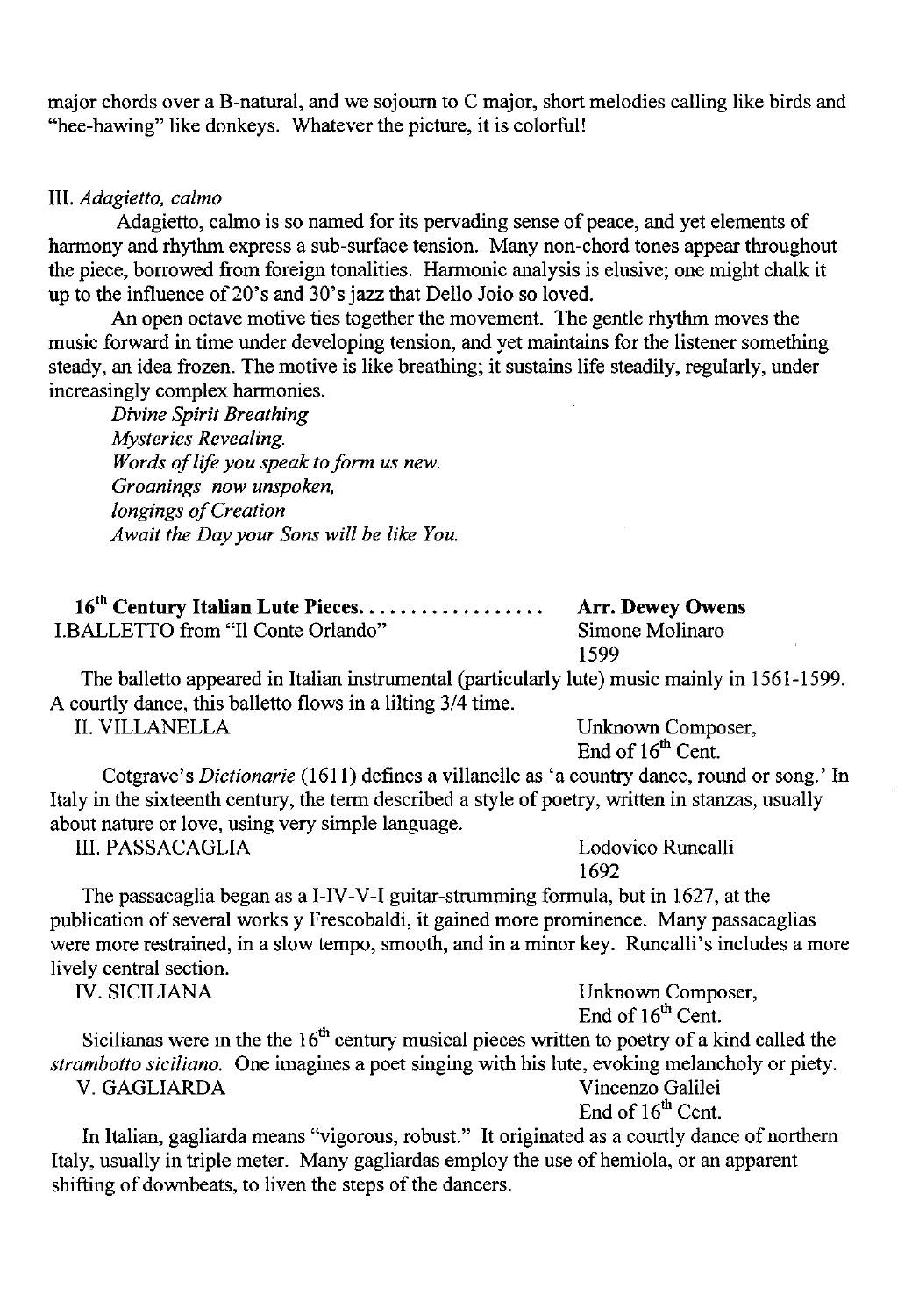major chords over a B-natural, and we sojourn to C major, short melodies calling like birds and "hee-hawing" like donkeys. Whatever the picture, it is colorful!

III. *Adagietto, calmo*

Adagietto, calmo is so named for its pervading sense of peace, and yet elements of harmony and rhythm express a sub-surface tension. Many non-chord tones appear throughout the piece, borrowed from foreign tonalities. Harmonic analysis is elusive; one might chalk it up to the influence of 20's and 30's jazz that Dello Joio so loved.

An open octave motive ties together the movement. The gentle rhythm moves the music forward in time under developing tension, and yet maintains for the listener something steady, an idea frozen. The motive is like breathing; it sustains life steadily, regularly, under increasingly complex harmonies.

*Divine Spirit Breathing*
*Mysteries Revealing.*
*Words of life you speak to form us new.*
*Groanings now unspoken,*
*longings of Creation*
*Await the Day your Sons will be like You.*

**16th Century Italian Lute Pieces..................** **Arr. Dewey Owens**

I. BALLETTO from "Il Conte Orlando" — Simone Molinaro, 1599

The balletto appeared in Italian instrumental (particularly lute) music mainly in 1561-1599. A courtly dance, this balletto flows in a lilting 3/4 time.

II. VILLANELLA — Unknown Composer, End of 16th Cent.

Cotgrave's *Dictionarie* (1611) defines a villanelle as 'a country dance, round or song.' In Italy in the sixteenth century, the term described a style of poetry, written in stanzas, usually about nature or love, using very simple language.

III. PASSACAGLIA — Lodovico Runcalli, 1692

The passacaglia began as a I-IV-V-I guitar-strumming formula, but in 1627, at the publication of several works y Frescobaldi, it gained more prominence. Many passacaglias were more restrained, in a slow tempo, smooth, and in a minor key. Runcalli's includes a more lively central section.

IV. SICILIANA — Unknown Composer, End of 16th Cent.

Sicilianas were in the the 16th century musical pieces written to poetry of a kind called the *strambotto siciliano.* One imagines a poet singing with his lute, evoking melancholy or piety.

V. GAGLIARDA — Vincenzo Galilei, End of 16th Cent.

In Italian, gagliarda means "vigorous, robust." It originated as a courtly dance of northern Italy, usually in triple meter. Many gagliardas employ the use of hemiola, or an apparent shifting of downbeats, to liven the steps of the dancers.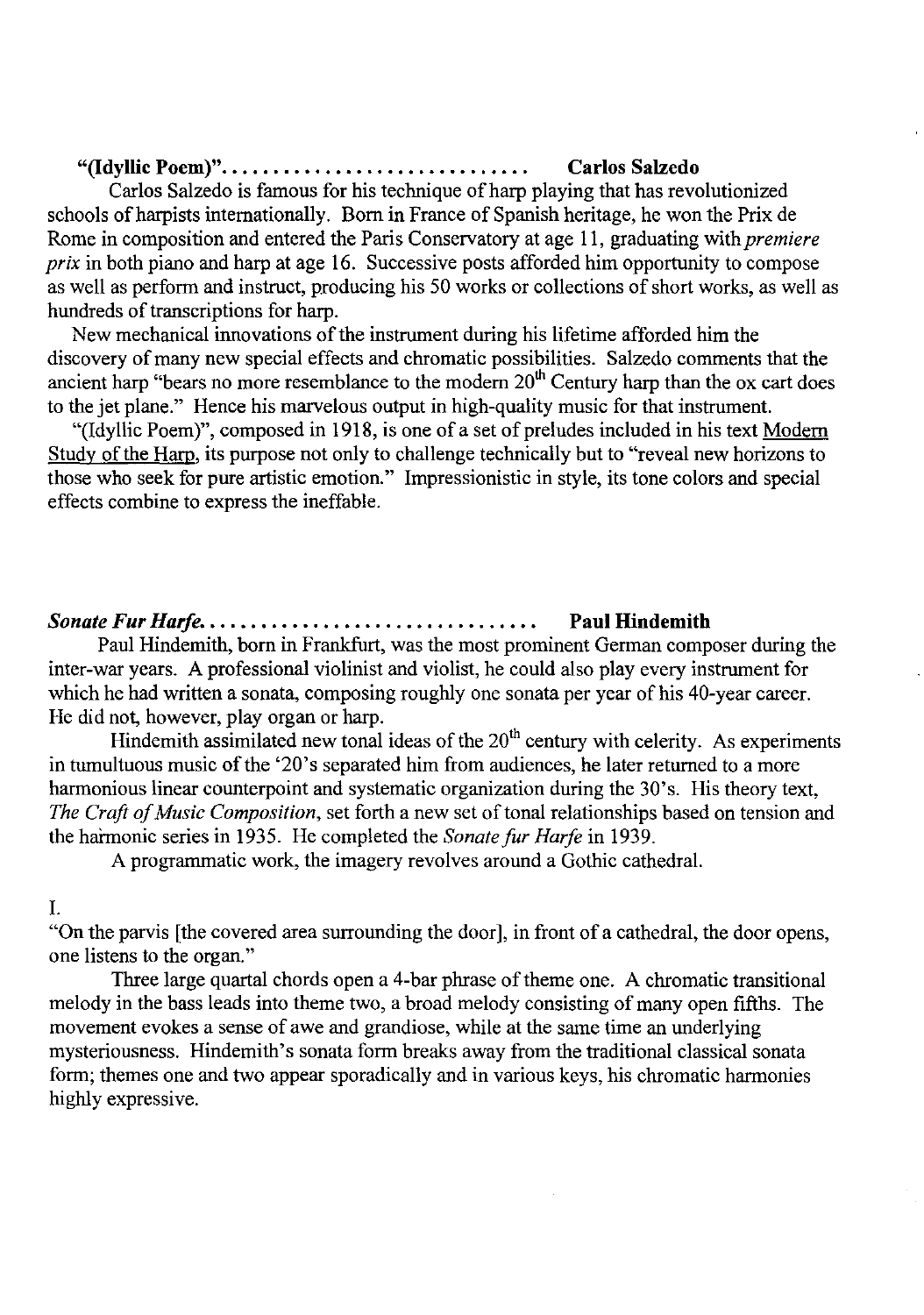**"(Idyllic Poem)"............................. Carlos Salzedo**

Carlos Salzedo is famous for his technique of harp playing that has revolutionized schools of harpists internationally. Born in France of Spanish heritage, he won the Prix de Rome in composition and entered the Paris Conservatory at age 11, graduating with *premiere prix* in both piano and harp at age 16. Successive posts afforded him opportunity to compose as well as perform and instruct, producing his 50 works or collections of short works, as well as hundreds of transcriptions for harp.

New mechanical innovations of the instrument during his lifetime afforded him the discovery of many new special effects and chromatic possibilities. Salzedo comments that the ancient harp "bears no more resemblance to the modern 20th Century harp than the ox cart does to the jet plane." Hence his marvelous output in high-quality music for that instrument.

"(Idyllic Poem)", composed in 1918, is one of a set of preludes included in his text <u>Modern Study of the Harp</u>, its purpose not only to challenge technically but to "reveal new horizons to those who seek for pure artistic emotion." Impressionistic in style, its tone colors and special effects combine to express the ineffable.

***Sonate Fur Harfe*................................ Paul Hindemith**

Paul Hindemith, born in Frankfurt, was the most prominent German composer during the inter-war years. A professional violinist and violist, he could also play every instrument for which he had written a sonata, composing roughly one sonata per year of his 40-year career. He did not, however, play organ or harp.

Hindemith assimilated new tonal ideas of the 20th century with celerity. As experiments in tumultuous music of the '20's separated him from audiences, he later returned to a more harmonious linear counterpoint and systematic organization during the 30's. His theory text, *The Craft of Music Composition*, set forth a new set of tonal relationships based on tension and the harmonic series in 1935. He completed the *Sonate fur Harfe* in 1939.

A programmatic work, the imagery revolves around a Gothic cathedral.

I.

"On the parvis [the covered area surrounding the door], in front of a cathedral, the door opens, one listens to the organ."

Three large quartal chords open a 4-bar phrase of theme one. A chromatic transitional melody in the bass leads into theme two, a broad melody consisting of many open fifths. The movement evokes a sense of awe and grandiose, while at the same time an underlying mysteriousness. Hindemith's sonata form breaks away from the traditional classical sonata form; themes one and two appear sporadically and in various keys, his chromatic harmonies highly expressive.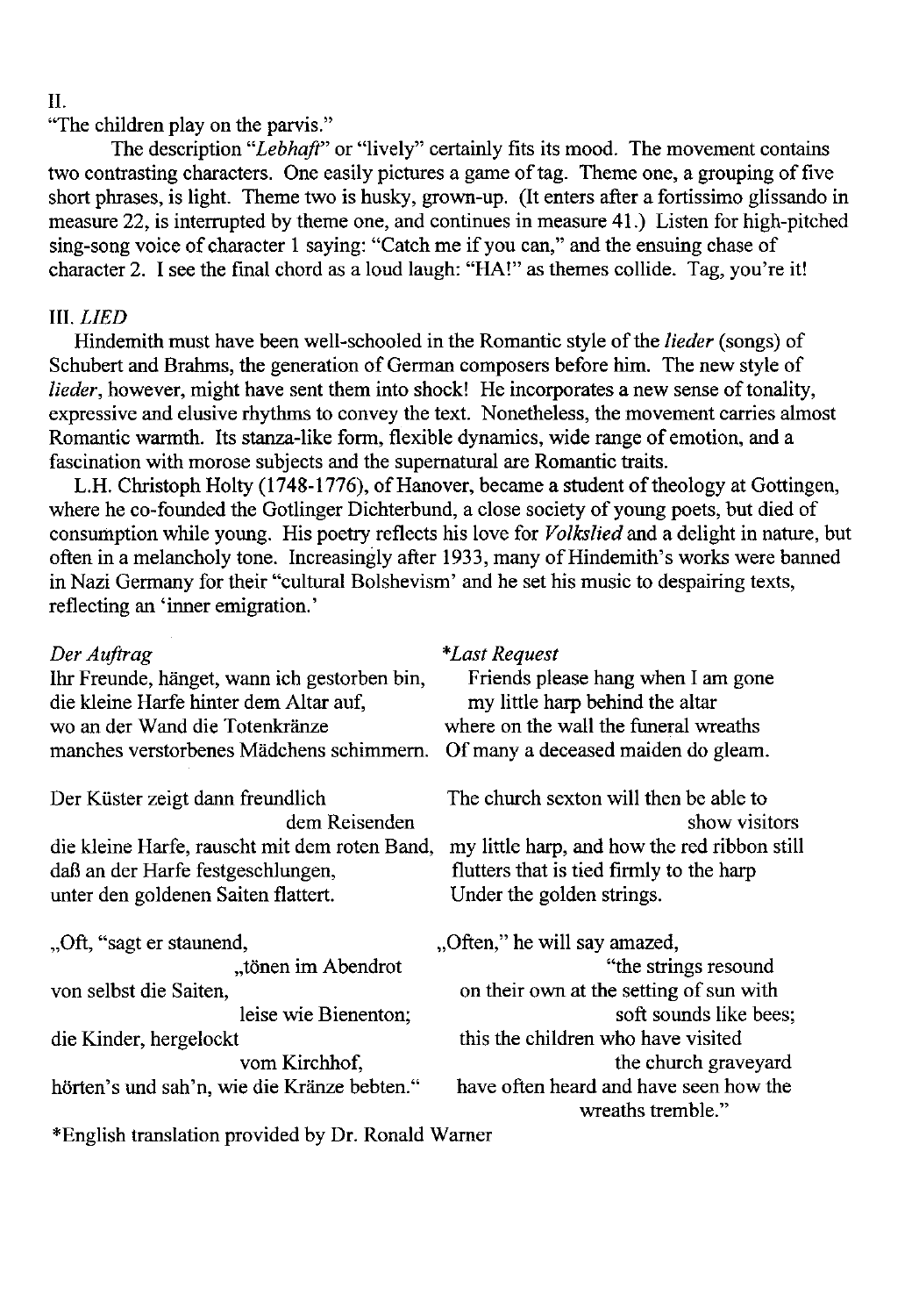II.

"The children play on the parvis."

The description "*Lebhaft*" or "lively" certainly fits its mood. The movement contains two contrasting characters. One easily pictures a game of tag. Theme one, a grouping of five short phrases, is light. Theme two is husky, grown-up. (It enters after a fortissimo glissando in measure 22, is interrupted by theme one, and continues in measure 41.) Listen for high-pitched sing-song voice of character 1 saying: "Catch me if you can," and the ensuing chase of character 2. I see the final chord as a loud laugh: "HA!" as themes collide. Tag, you're it!

III. *LIED*

Hindemith must have been well-schooled in the Romantic style of the *lieder* (songs) of Schubert and Brahms, the generation of German composers before him. The new style of *lieder*, however, might have sent them into shock! He incorporates a new sense of tonality, expressive and elusive rhythms to convey the text. Nonetheless, the movement carries almost Romantic warmth. Its stanza-like form, flexible dynamics, wide range of emotion, and a fascination with morose subjects and the supernatural are Romantic traits.

L.H. Christoph Holty (1748-1776), of Hanover, became a student of theology at Gottingen, where he co-founded the Gotlinger Dichterbund, a close society of young poets, but died of consumption while young. His poetry reflects his love for *Volkslied* and a delight in nature, but often in a melancholy tone. Increasingly after 1933, many of Hindemith's works were banned in Nazi Germany for their "cultural Bolshevism' and he set his music to despairing texts, reflecting an 'inner emigration.'

*Der Auftrag*

Ihr Freunde, hänget, wann ich gestorben bin,
die kleine Harfe hinter dem Altar auf,
wo an der Wand die Totenkränze
manches verstorbenes Mädchens schimmern.

Der Küster zeigt dann freundlich
dem Reisenden
die kleine Harfe, rauscht mit dem roten Band,
daß an der Harfe festgeschlungen,
unter den goldenen Saiten flattert.

„Oft, "sagt er staunend,
„tönen im Abendrot
von selbst die Saiten,
leise wie Bienenton;
die Kinder, hergelockt
vom Kirchhof,
hörten's und sah'n, wie die Kränze bebten."

*\*Last Request*

Friends please hang when I am gone
my little harp behind the altar
where on the wall the funeral wreaths
Of many a deceased maiden do gleam.

The church sexton will then be able to
show visitors
my little harp, and how the red ribbon still
flutters that is tied firmly to the harp
Under the golden strings.

„Often," he will say amazed,
"the strings resound
on their own at the setting of sun with
soft sounds like bees;
this the children who have visited
the church graveyard
have often heard and have seen how the
wreaths tremble."

\*English translation provided by Dr. Ronald Warner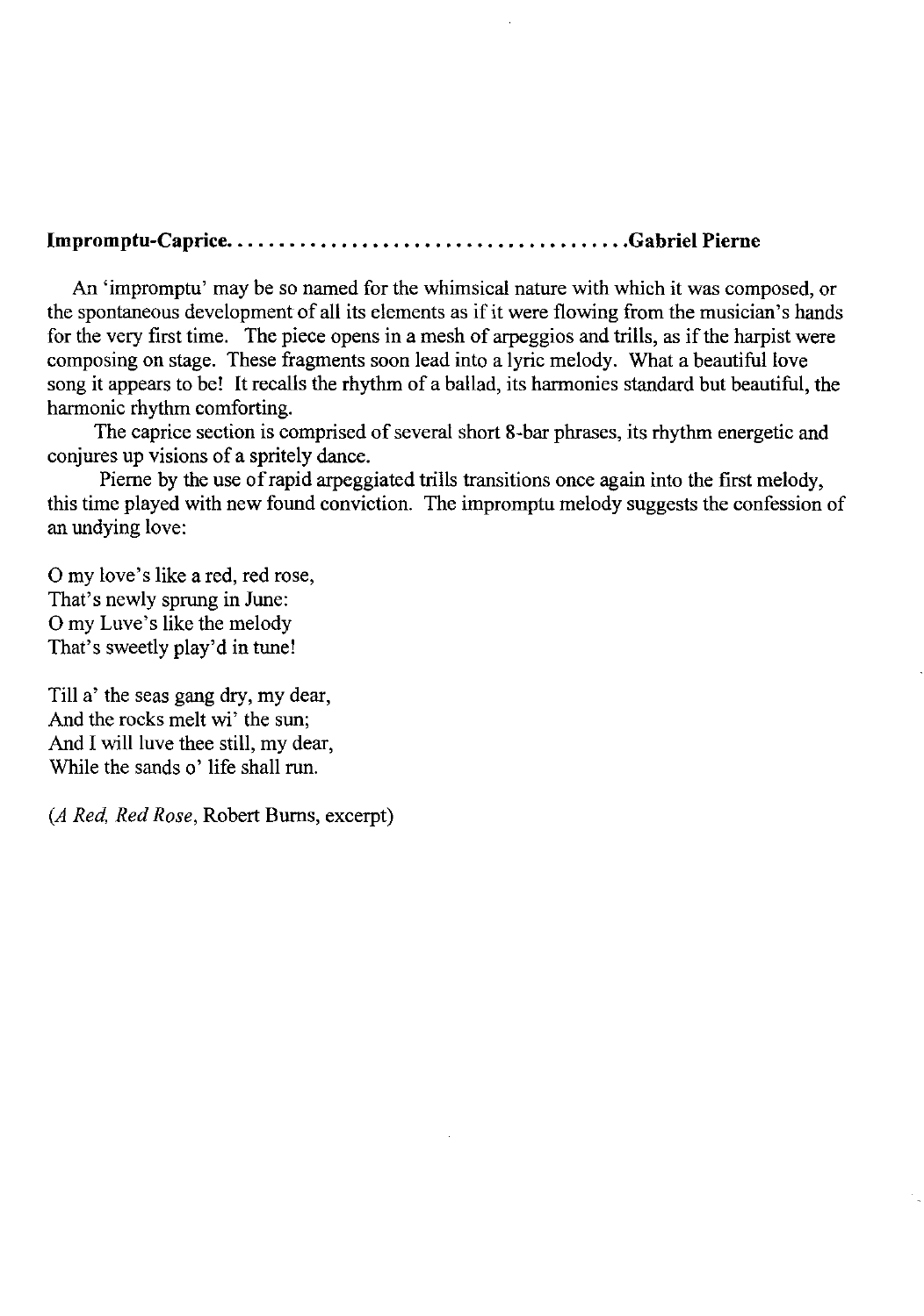**Impromptu-Caprice....................................Gabriel Pierne**

An 'impromptu' may be so named for the whimsical nature with which it was composed, or the spontaneous development of all its elements as if it were flowing from the musician's hands for the very first time. The piece opens in a mesh of arpeggios and trills, as if the harpist were composing on stage. These fragments soon lead into a lyric melody. What a beautiful love song it appears to be! It recalls the rhythm of a ballad, its harmonies standard but beautiful, the harmonic rhythm comforting.

The caprice section is comprised of several short 8-bar phrases, its rhythm energetic and conjures up visions of a spritely dance.

Pierne by the use of rapid arpeggiated trills transitions once again into the first melody, this time played with new found conviction. The impromptu melody suggests the confession of an undying love:

O my love's like a red, red rose,
That's newly sprung in June:
O my Luve's like the melody
That's sweetly play'd in tune!

Till a' the seas gang dry, my dear,
And the rocks melt wi' the sun;
And I will luve thee still, my dear,
While the sands o' life shall run.

(*A Red, Red Rose*, Robert Burns, excerpt)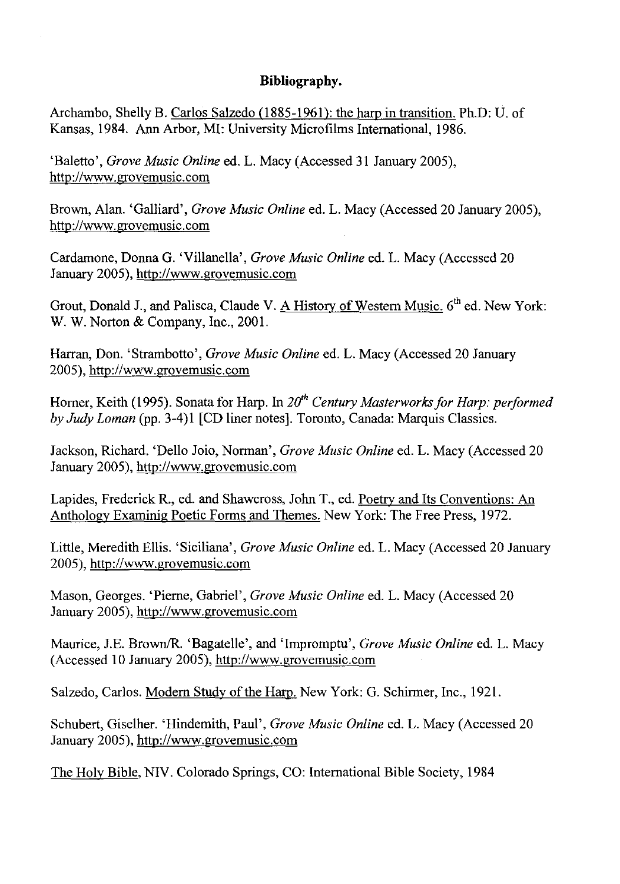**Bibliography.**

Archambo, Shelly B. Carlos Salzedo (1885-1961): the harp in transition. Ph.D: U. of Kansas, 1984. Ann Arbor, MI: University Microfilms International, 1986.

'Baletto', *Grove Music Online* ed. L. Macy (Accessed 31 January 2005), http://www.grovemusic.com

Brown, Alan. 'Galliard', *Grove Music Online* ed. L. Macy (Accessed 20 January 2005), http://www.grovemusic.com

Cardamone, Donna G. 'Villanella', *Grove Music Online* ed. L. Macy (Accessed 20 January 2005), http://www.grovemusic.com

Grout, Donald J., and Palisca, Claude V. A History of Western Music. 6th ed. New York: W. W. Norton & Company, Inc., 2001.

Harran, Don. 'Strambotto', *Grove Music Online* ed. L. Macy (Accessed 20 January 2005), http://www.grovemusic.com

Horner, Keith (1995). Sonata for Harp. In *20th Century Masterworks for Harp: performed by Judy Loman* (pp. 3-4)1 [CD liner notes]. Toronto, Canada: Marquis Classics.

Jackson, Richard. 'Dello Joio, Norman', *Grove Music Online* ed. L. Macy (Accessed 20 January 2005), http://www.grovemusic.com

Lapides, Frederick R., ed. and Shawcross, John T., ed. Poetry and Its Conventions: An Anthology Examinig Poetic Forms and Themes. New York: The Free Press, 1972.

Little, Meredith Ellis. 'Siciliana', *Grove Music Online* ed. L. Macy (Accessed 20 January 2005), http://www.grovemusic.com

Mason, Georges. 'Pierne, Gabriel', *Grove Music Online* ed. L. Macy (Accessed 20 January 2005), http://www.grovemusic.com

Maurice, J.E. Brown/R. 'Bagatelle', and 'Impromptu', *Grove Music Online* ed. L. Macy (Accessed 10 January 2005), http://www.grovemusic.com

Salzedo, Carlos. Modern Study of the Harp. New York: G. Schirmer, Inc., 1921.

Schubert, Giselher. 'Hindemith, Paul', *Grove Music Online* ed. L. Macy (Accessed 20 January 2005), http://www.grovemusic.com

The Holy Bible, NIV. Colorado Springs, CO: International Bible Society, 1984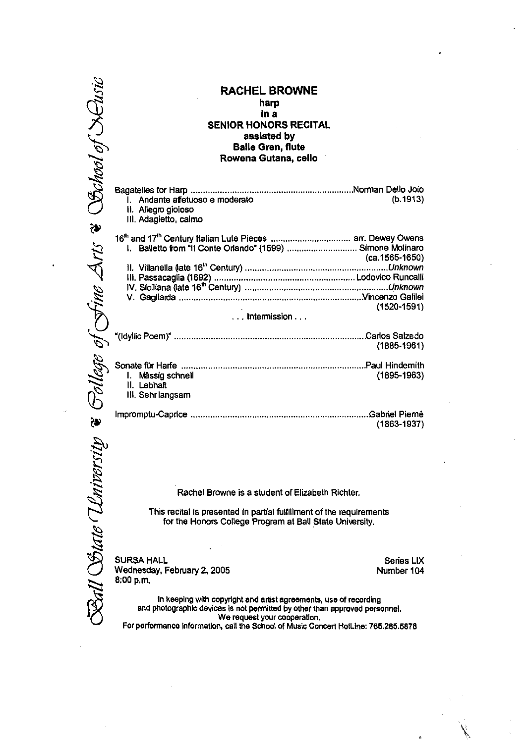*Ball State University ❧ College of Fine Arts ❧ School of Music*

# RACHEL BROWNE
**harp**
**in a**
**SENIOR HONORS RECITAL**
**assisted by**
**Balle Gren, flute**
**Rowena Gutana, cello**

Bagatelles for Harp ........................................................................ Norman Dello Joio (b.1913)
- I. Andante affetuoso e moderato
- II. Allegro gioioso
- III. Adagietto, calmo

16[th] and 17[th] Century Italian Lute Pieces ........................................ arr. Dewey Owens
- I. Balletto from "Il Conte Orlando" (1599) ............................ Simone Molinaro (ca.1565-1650)
- II. Villanella (late 16[th] Century) .......................................................... *Unknown*
- III. Passacaglia (1692) .......................................................... Lodovico Runcalli
- IV. Siciliana (late 16[th] Century) .......................................................... *Unknown*
- V. Gagliarda .......................................................................... Vincenzo Galilei (1520-1591)

. . . Intermission . . .

"(Idyllic Poem)" ........................................................................ Carlos Salzedo (1885-1961)

Sonate für Harfe ........................................................................ Paul Hindemith (1895-1963)
- I. Mässig schnell
- II. Lebhaft
- III. Sehr langsam

Impromptu-Caprice ........................................................................ Gabriel Piemé (1863-1937)

Rachel Browne is a student of Elizabeth Richter.

This recital is presented in partial fulfillment of the requirements for the Honors College Program at Ball State University.

SURSA HALL
Wednesday, February 2, 2005
8:00 p.m.

Series LIX
Number 104

In keeping with copyright and artist agreements, use of recording and photographic devices is not permitted by other than approved personnel. We request your cooperation.
For performance information, call the School of Music Concert HotLine: 765.285.5878